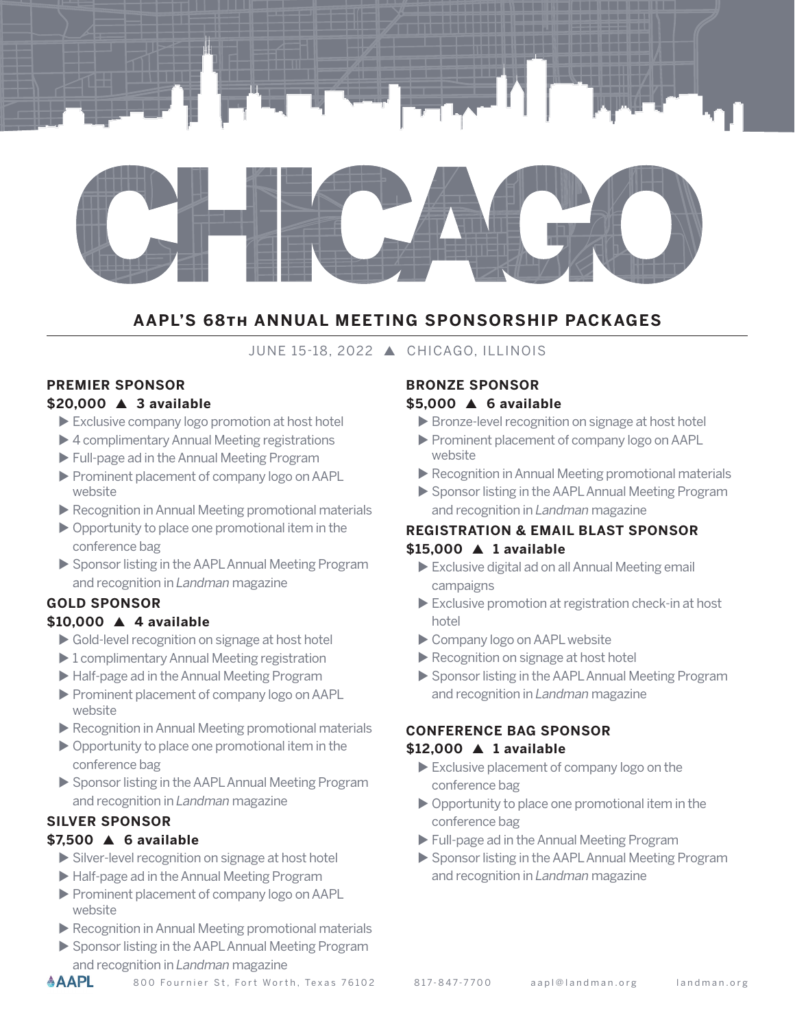# CHICAGO

## AAPL'S 68TH ANNUAL MEETING SPONSORSHIP PACKAGES

JUNE 15-18, 2022 ▲ CHICAGO, ILLINOIS

### PREMIER SPONSOR

**$20,000 ▲ 3 available**

- Exclusive company logo promotion at host hotel
- 4 complimentary Annual Meeting registrations
- Full-page ad in the Annual Meeting Program
- Prominent placement of company logo on AAPL website
- Recognition in Annual Meeting promotional materials
- Opportunity to place one promotional item in the conference bag
- Sponsor listing in the AAPL Annual Meeting Program and recognition in *Landman* magazine

### GOLD SPONSOR

**$10,000 ▲ 4 available**

- Gold-level recognition on signage at host hotel
- 1 complimentary Annual Meeting registration
- Half-page ad in the Annual Meeting Program
- Prominent placement of company logo on AAPL website
- Recognition in Annual Meeting promotional materials
- Opportunity to place one promotional item in the conference bag
- Sponsor listing in the AAPL Annual Meeting Program and recognition in *Landman* magazine

### SILVER SPONSOR

**$7,500 ▲ 6 available**

- Silver-level recognition on signage at host hotel
- Half-page ad in the Annual Meeting Program
- Prominent placement of company logo on AAPL website
- Recognition in Annual Meeting promotional materials
- Sponsor listing in the AAPL Annual Meeting Program and recognition in *Landman* magazine

### BRONZE SPONSOR

**$5,000 ▲ 6 available**

- Bronze-level recognition on signage at host hotel
- Prominent placement of company logo on AAPL website
- Recognition in Annual Meeting promotional materials
- Sponsor listing in the AAPL Annual Meeting Program and recognition in *Landman* magazine

### REGISTRATION & EMAIL BLAST SPONSOR

**$15,000 ▲ 1 available**

- Exclusive digital ad on all Annual Meeting email campaigns
- Exclusive promotion at registration check-in at host hotel
- Company logo on AAPL website
- Recognition on signage at host hotel
- Sponsor listing in the AAPL Annual Meeting Program and recognition in *Landman* magazine

### CONFERENCE BAG SPONSOR

**$12,000 ▲ 1 available**

- Exclusive placement of company logo on the conference bag
- Opportunity to place one promotional item in the conference bag
- Full-page ad in the Annual Meeting Program
- Sponsor listing in the AAPL Annual Meeting Program and recognition in *Landman* magazine

AAPL 800 Fournier St, Fort Worth, Texas 76102 817-847-7700 aapl@landman.org landman.org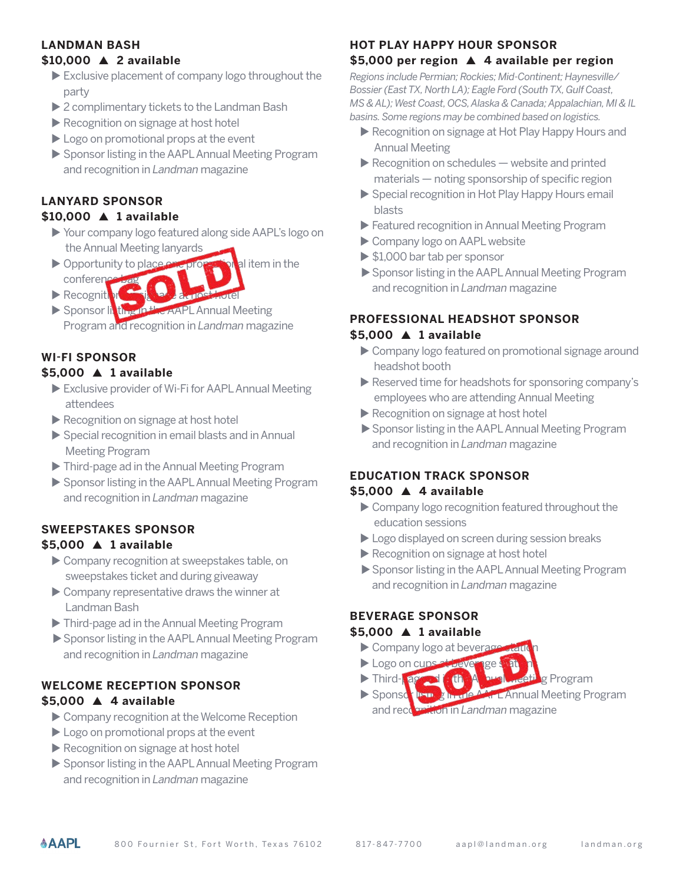## LANDMAN BASH

**$10,000 ▲ 2 available**

- Exclusive placement of company logo throughout the party
- 2 complimentary tickets to the Landman Bash
- Recognition on signage at host hotel
- Logo on promotional props at the event
- Sponsor listing in the AAPL Annual Meeting Program and recognition in *Landman* magazine

## LANYARD SPONSOR

**$10,000 ▲ 1 available**

SOLD

- Your company logo featured along side AAPL's logo on the Annual Meeting lanyards
- Opportunity to place one promotional item in the conference bag
- Recognition on signage at host hotel
- Sponsor listing in the AAPL Annual Meeting Program and recognition in *Landman* magazine

## WI-FI SPONSOR

**$5,000 ▲ 1 available**

- Exclusive provider of Wi-Fi for AAPL Annual Meeting attendees
- Recognition on signage at host hotel
- Special recognition in email blasts and in Annual Meeting Program
- Third-page ad in the Annual Meeting Program
- Sponsor listing in the AAPL Annual Meeting Program and recognition in *Landman* magazine

## SWEEPSTAKES SPONSOR

**$5,000 ▲ 1 available**

- Company recognition at sweepstakes table, on sweepstakes ticket and during giveaway
- Company representative draws the winner at Landman Bash
- Third-page ad in the Annual Meeting Program
- Sponsor listing in the AAPL Annual Meeting Program and recognition in *Landman* magazine

## WELCOME RECEPTION SPONSOR

**$5,000 ▲ 4 available**

- Company recognition at the Welcome Reception
- Logo on promotional props at the event
- Recognition on signage at host hotel
- Sponsor listing in the AAPL Annual Meeting Program and recognition in *Landman* magazine

## HOT PLAY HAPPY HOUR SPONSOR

**$5,000 per region ▲ 4 available per region**

*Regions include Permian; Rockies; Mid-Continent; Haynesville/Bossier (East TX, North LA); Eagle Ford (South TX, Gulf Coast, MS & AL); West Coast, OCS, Alaska & Canada; Appalachian, MI & IL basins. Some regions may be combined based on logistics.*

- Recognition on signage at Hot Play Happy Hours and Annual Meeting
- Recognition on schedules — website and printed materials — noting sponsorship of specific region
- Special recognition in Hot Play Happy Hours email blasts
- Featured recognition in Annual Meeting Program
- Company logo on AAPL website
- $1,000 bar tab per sponsor
- Sponsor listing in the AAPL Annual Meeting Program and recognition in *Landman* magazine

## PROFESSIONAL HEADSHOT SPONSOR

**$5,000 ▲ 1 available**

- Company logo featured on promotional signage around headshot booth
- Reserved time for headshots for sponsoring company's employees who are attending Annual Meeting
- Recognition on signage at host hotel
- Sponsor listing in the AAPL Annual Meeting Program and recognition in *Landman* magazine

## EDUCATION TRACK SPONSOR

**$5,000 ▲ 4 available**

- Company logo recognition featured throughout the education sessions
- Logo displayed on screen during session breaks
- Recognition on signage at host hotel
- Sponsor listing in the AAPL Annual Meeting Program and recognition in *Landman* magazine

## BEVERAGE SPONSOR

**$5,000 ▲ 1 available**

SOLD

- Company logo at beverage station
- Logo on cups at beverage station
- Third-page ad in the Annual Meeting Program
- Sponsor listing in the AAPL Annual Meeting Program and recognition in *Landman* magazine

AAPL 800 Fournier St, Fort Worth, Texas 76102 817-847-7700 aapl@landman.org landman.org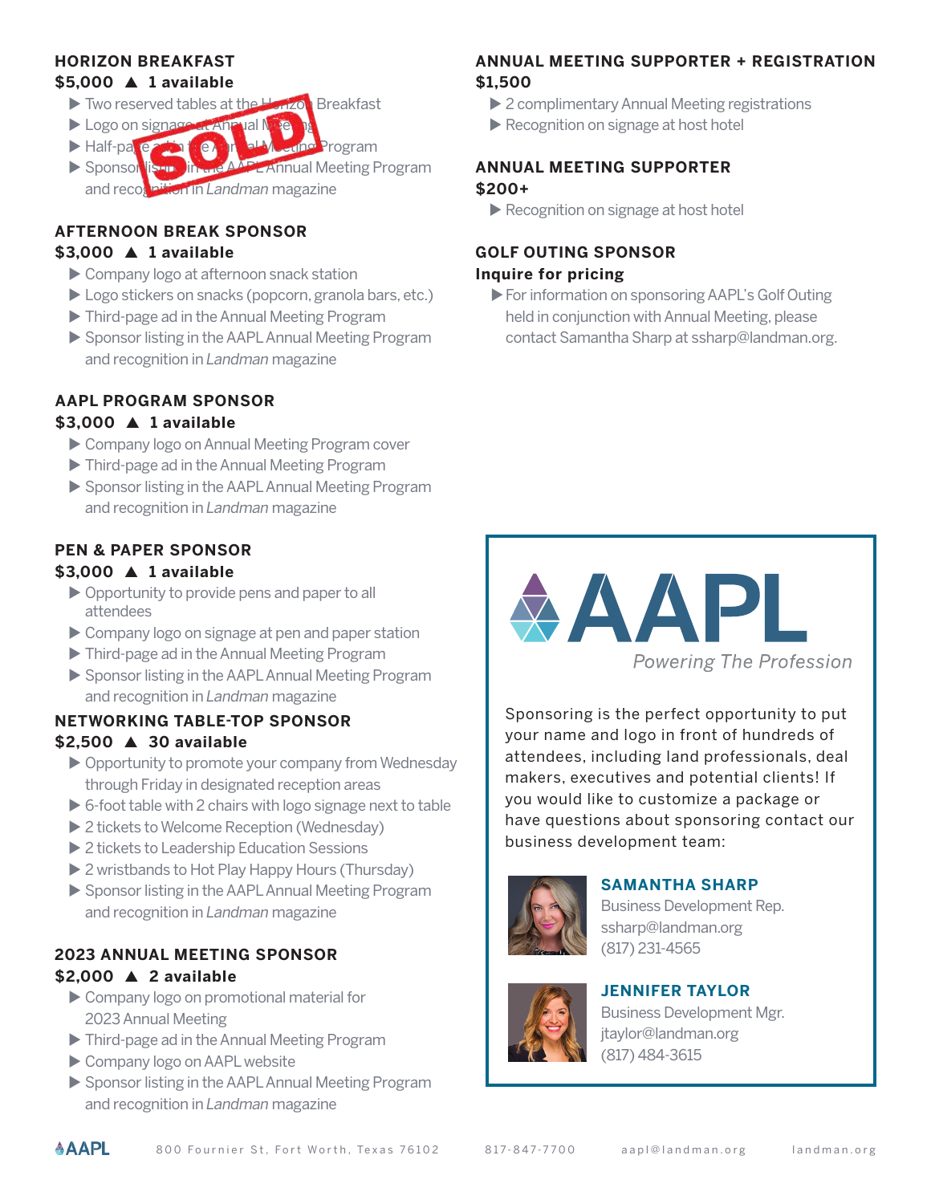### HORIZON BREAKFAST

**$5,000 ▲ 1 available**

SOLD

- Two reserved tables at the Horizon Breakfast
- Logo on signage at Annual Meeting
- Half-page ad in the Annual Meeting Program
- Sponsor listing in the AAPL Annual Meeting Program and recognition in *Landman* magazine

### AFTERNOON BREAK SPONSOR

**$3,000 ▲ 1 available**

- Company logo at afternoon snack station
- Logo stickers on snacks (popcorn, granola bars, etc.)
- Third-page ad in the Annual Meeting Program
- Sponsor listing in the AAPL Annual Meeting Program and recognition in *Landman* magazine

### AAPL PROGRAM SPONSOR

**$3,000 ▲ 1 available**

- Company logo on Annual Meeting Program cover
- Third-page ad in the Annual Meeting Program
- Sponsor listing in the AAPL Annual Meeting Program and recognition in *Landman* magazine

### PEN & PAPER SPONSOR

**$3,000 ▲ 1 available**

- Opportunity to provide pens and paper to all attendees
- Company logo on signage at pen and paper station
- Third-page ad in the Annual Meeting Program
- Sponsor listing in the AAPL Annual Meeting Program and recognition in *Landman* magazine

### NETWORKING TABLE-TOP SPONSOR

**$2,500 ▲ 30 available**

- Opportunity to promote your company from Wednesday through Friday in designated reception areas
- 6-foot table with 2 chairs with logo signage next to table
- 2 tickets to Welcome Reception (Wednesday)
- 2 tickets to Leadership Education Sessions
- 2 wristbands to Hot Play Happy Hours (Thursday)
- Sponsor listing in the AAPL Annual Meeting Program and recognition in *Landman* magazine

### 2023 ANNUAL MEETING SPONSOR

**$2,000 ▲ 2 available**

- Company logo on promotional material for 2023 Annual Meeting
- Third-page ad in the Annual Meeting Program
- Company logo on AAPL website
- Sponsor listing in the AAPL Annual Meeting Program and recognition in *Landman* magazine

### ANNUAL MEETING SUPPORTER + REGISTRATION

**$1,500**

- 2 complimentary Annual Meeting registrations
- Recognition on signage at host hotel

### ANNUAL MEETING SUPPORTER

**$200+**

- Recognition on signage at host hotel

### GOLF OUTING SPONSOR

**Inquire for pricing**

- For information on sponsoring AAPL's Golf Outing held in conjunction with Annual Meeting, please contact Samantha Sharp at ssharp@landman.org.

AAPL

*Powering The Profession*

Sponsoring is the perfect opportunity to put your name and logo in front of hundreds of attendees, including land professionals, deal makers, executives and potential clients! If you would like to customize a package or have questions about sponsoring contact our business development team:

**SAMANTHA SHARP**
Business Development Rep.
ssharp@landman.org
(817) 231-4565

**JENNIFER TAYLOR**
Business Development Mgr.
jtaylor@landman.org
(817) 484-3615

AAPL 800 Fournier St, Fort Worth, Texas 76102 817-847-7700 aapl@landman.org landman.org